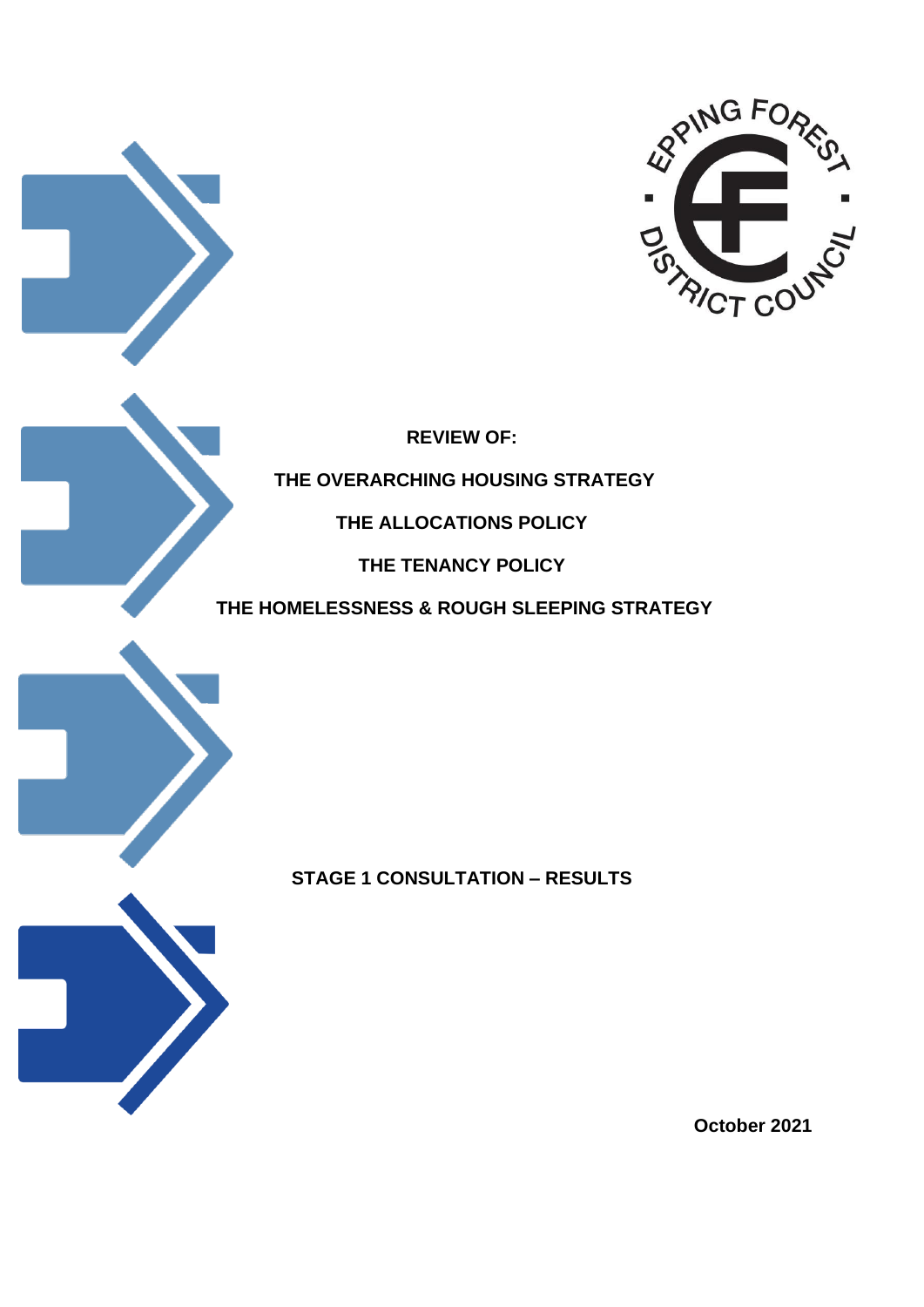**REVIEW OF:**

**THE OVERARCHING HOUSING STRATEGY**

**THE ALLOCATIONS POLICY**

**THE TENANCY POLICY**

**THE HOMELESSNESS & ROUGH SLEEPING STRATEGY**

**STAGE 1 CONSULTATION – RESULTS**

**October 2021**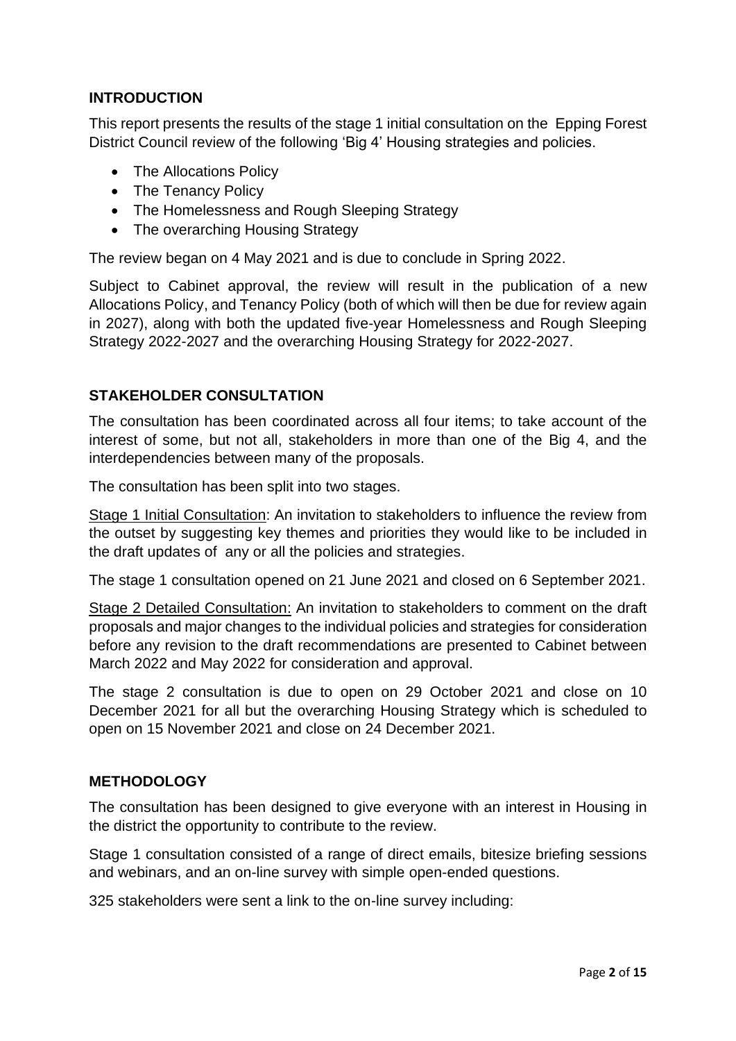## INTRODUCTION

This report presents the results of the stage 1 initial consultation on the Epping Forest District Council review of the following 'Big 4' Housing strategies and policies.

- The Allocations Policy
- The Tenancy Policy
- The Homelessness and Rough Sleeping Strategy
- The overarching Housing Strategy

The review began on 4 May 2021 and is due to conclude in Spring 2022.

Subject to Cabinet approval, the review will result in the publication of a new Allocations Policy, and Tenancy Policy (both of which will then be due for review again in 2027), along with both the updated five-year Homelessness and Rough Sleeping Strategy 2022-2027 and the overarching Housing Strategy for 2022-2027.

## STAKEHOLDER CONSULTATION

The consultation has been coordinated across all four items; to take account of the interest of some, but not all, stakeholders in more than one of the Big 4, and the interdependencies between many of the proposals.

The consultation has been split into two stages.

Stage 1 Initial Consultation: An invitation to stakeholders to influence the review from the outset by suggesting key themes and priorities they would like to be included in the draft updates of any or all the policies and strategies.

The stage 1 consultation opened on 21 June 2021 and closed on 6 September 2021.

Stage 2 Detailed Consultation: An invitation to stakeholders to comment on the draft proposals and major changes to the individual policies and strategies for consideration before any revision to the draft recommendations are presented to Cabinet between March 2022 and May 2022 for consideration and approval.

The stage 2 consultation is due to open on 29 October 2021 and close on 10 December 2021 for all but the overarching Housing Strategy which is scheduled to open on 15 November 2021 and close on 24 December 2021.

## METHODOLOGY

The consultation has been designed to give everyone with an interest in Housing in the district the opportunity to contribute to the review.

Stage 1 consultation consisted of a range of direct emails, bitesize briefing sessions and webinars, and an on-line survey with simple open-ended questions.

325 stakeholders were sent a link to the on-line survey including: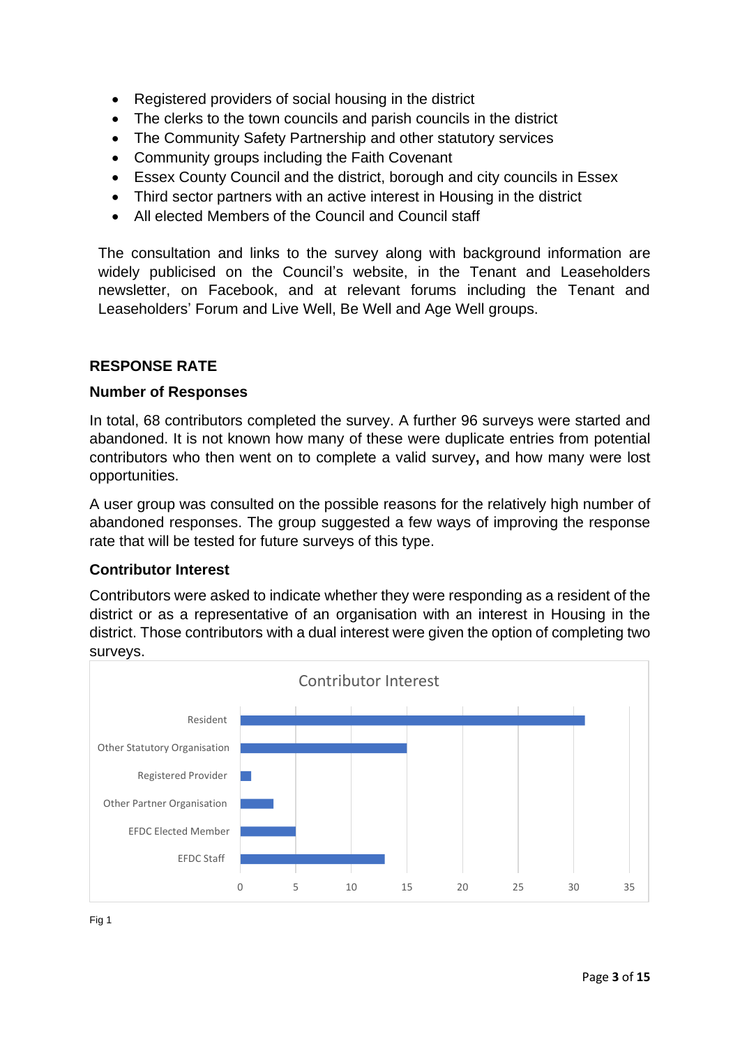- Registered providers of social housing in the district
- The clerks to the town councils and parish councils in the district
- The Community Safety Partnership and other statutory services
- Community groups including the Faith Covenant
- Essex County Council and the district, borough and city councils in Essex
- Third sector partners with an active interest in Housing in the district
- All elected Members of the Council and Council staff

The consultation and links to the survey along with background information are widely publicised on the Council's website, in the Tenant and Leaseholders newsletter, on Facebook, and at relevant forums including the Tenant and Leaseholders' Forum and Live Well, Be Well and Age Well groups.

## RESPONSE RATE

### Number of Responses

In total, 68 contributors completed the survey. A further 96 surveys were started and abandoned. It is not known how many of these were duplicate entries from potential contributors who then went on to complete a valid survey**,** and how many were lost opportunities.

A user group was consulted on the possible reasons for the relatively high number of abandoned responses. The group suggested a few ways of improving the response rate that will be tested for future surveys of this type.

### Contributor Interest

Contributors were asked to indicate whether they were responding as a resident of the district or as a representative of an organisation with an interest in Housing in the district. Those contributors with a dual interest were given the option of completing two surveys.

Contributor Interest

| Contributor | Number |
|---|---|
| Resident | 31 |
| Other Statutory Organisation | 15 |
| Registered Provider | 1 |
| Other Partner Organisation | 3 |
| EFDC Elected Member | 5 |
| EFDC Staff | 13 |

Fig 1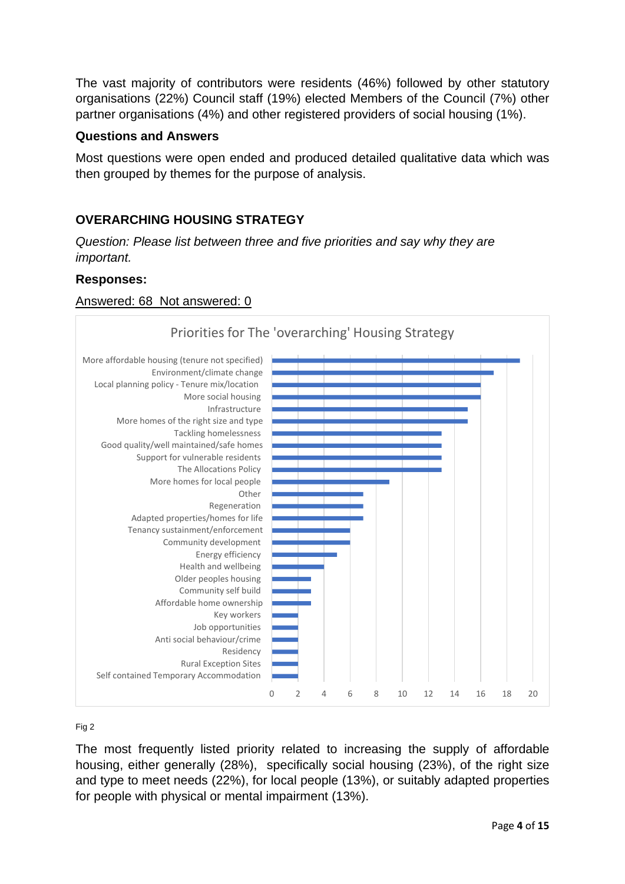The vast majority of contributors were residents (46%) followed by other statutory organisations (22%) Council staff (19%) elected Members of the Council (7%) other partner organisations (4%) and other registered providers of social housing (1%).

### Questions and Answers

Most questions were open ended and produced detailed qualitative data which was then grouped by themes for the purpose of analysis.

## OVERARCHING HOUSING STRATEGY

*Question: Please list between three and five priorities and say why they are important.*

### Responses:

Answered: 68 Not answered: 0

**Priorities for The 'overarching' Housing Strategy**

| Priority | Responses |
|---|---|
| More affordable housing (tenure not specified) | 19 |
| Environment/climate change | 17 |
| Local planning policy - Tenure mix/location | 16 |
| More social housing | 16 |
| Infrastructure | 15 |
| More homes of the right size and type | 15 |
| Tackling homelessness | 13 |
| Good quality/well maintained/safe homes | 13 |
| Support for vulnerable residents | 13 |
| The Allocations Policy | 13 |
| More homes for local people | 9 |
| Other | 7 |
| Regeneration | 7 |
| Adapted properties/homes for life | 7 |
| Tenancy sustainment/enforcement | 6 |
| Community development | 6 |
| Energy efficiency | 5 |
| Health and wellbeing | 4 |
| Older peoples housing | 3 |
| Community self build | 3 |
| Affordable home ownership | 3 |
| Key workers | 2 |
| Job opportunities | 2 |
| Anti social behaviour/crime | 2 |
| Residency | 2 |
| Rural Exception Sites | 2 |
| Self contained Temporary Accommodation | 2 |

Fig 2

The most frequently listed priority related to increasing the supply of affordable housing, either generally (28%), specifically social housing (23%), of the right size and type to meet needs (22%), for local people (13%), or suitably adapted properties for people with physical or mental impairment (13%).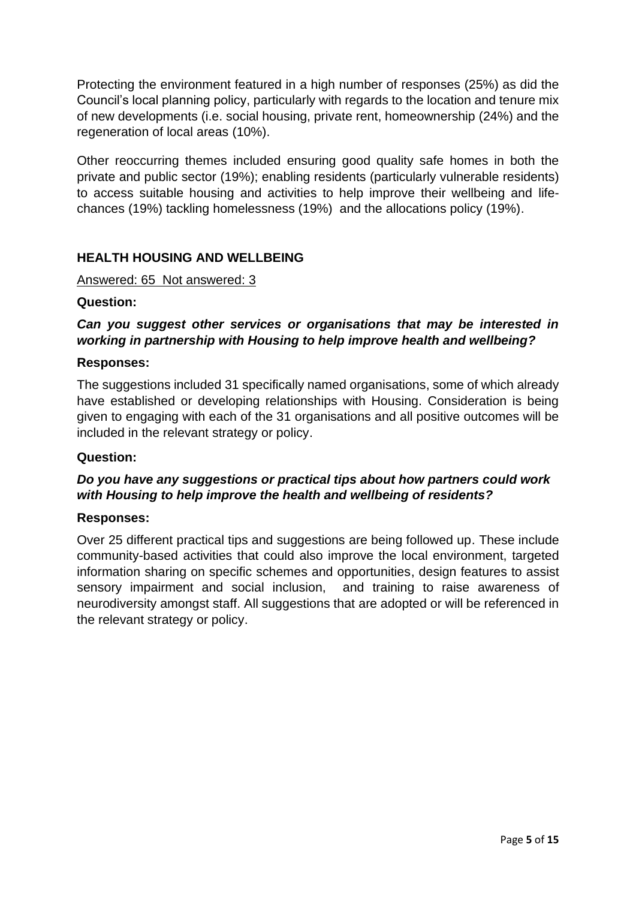Protecting the environment featured in a high number of responses (25%) as did the Council's local planning policy, particularly with regards to the location and tenure mix of new developments (i.e. social housing, private rent, homeownership (24%) and the regeneration of local areas (10%).

Other reoccurring themes included ensuring good quality safe homes in both the private and public sector (19%); enabling residents (particularly vulnerable residents) to access suitable housing and activities to help improve their wellbeing and life-chances (19%) tackling homelessness (19%) and the allocations policy (19%).

## HEALTH HOUSING AND WELLBEING

Answered: 65 Not answered: 3

**Question:**

***Can you suggest other services or organisations that may be interested in working in partnership with Housing to help improve health and wellbeing?***

**Responses:**

The suggestions included 31 specifically named organisations, some of which already have established or developing relationships with Housing. Consideration is being given to engaging with each of the 31 organisations and all positive outcomes will be included in the relevant strategy or policy.

**Question:**

***Do you have any suggestions or practical tips about how partners could work with Housing to help improve the health and wellbeing of residents?***

**Responses:**

Over 25 different practical tips and suggestions are being followed up. These include community-based activities that could also improve the local environment, targeted information sharing on specific schemes and opportunities, design features to assist sensory impairment and social inclusion, and training to raise awareness of neurodiversity amongst staff. All suggestions that are adopted or will be referenced in the relevant strategy or policy.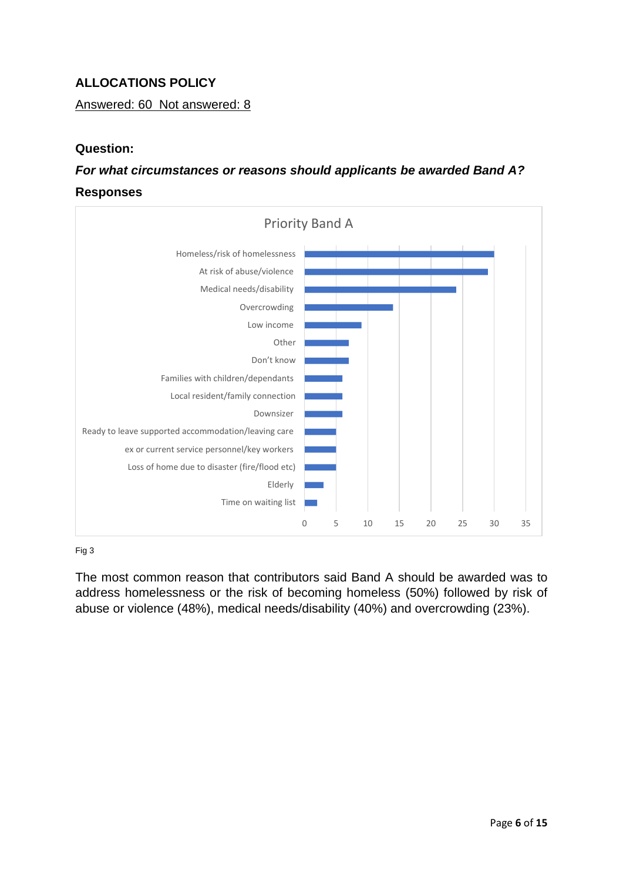## ALLOCATIONS POLICY

Answered: 60 Not answered: 8

### Question:

***For what circumstances or reasons should applicants be awarded Band A?***

### Responses

Priority Band A

| Response | Count |
|---|---|
| Homeless/risk of homelessness | 30 |
| At risk of abuse/violence | 29 |
| Medical needs/disability | 24 |
| Overcrowding | 14 |
| Low income | 9 |
| Other | 7 |
| Don't know | 7 |
| Families with children/dependants | 6 |
| Local resident/family connection | 6 |
| Downsizer | 6 |
| Ready to leave supported accommodation/leaving care | 5 |
| ex or current service personnel/key workers | 5 |
| Loss of home due to disaster (fire/flood etc) | 5 |
| Elderly | 3 |
| Time on waiting list | 2 |

Fig 3

The most common reason that contributors said Band A should be awarded was to address homelessness or the risk of becoming homeless (50%) followed by risk of abuse or violence (48%), medical needs/disability (40%) and overcrowding (23%).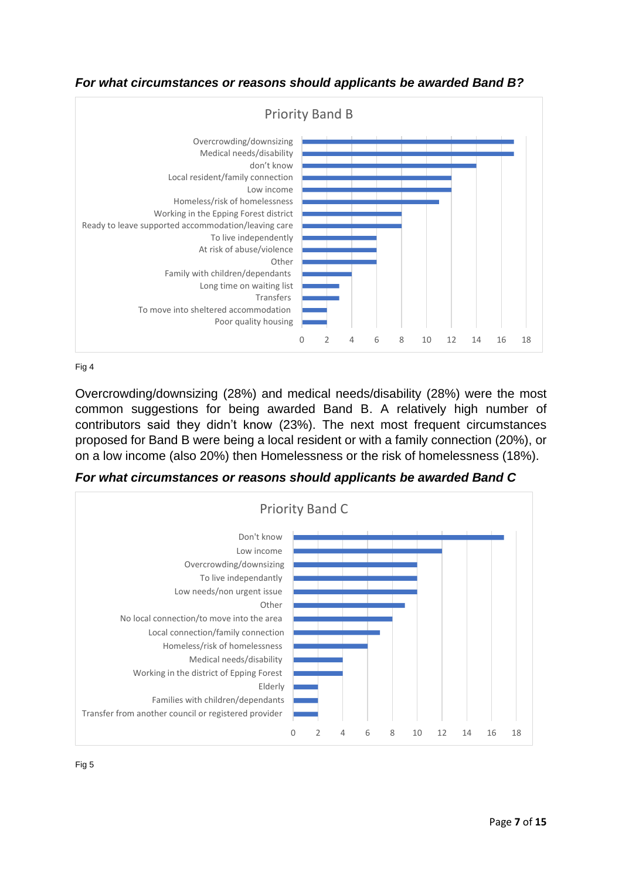***For what circumstances or reasons should applicants be awarded Band B?***

Fig 4

Overcrowding/downsizing (28%) and medical needs/disability (28%) were the most common suggestions for being awarded Band B. A relatively high number of contributors said they didn't know (23%). The next most frequent circumstances proposed for Band B were being a local resident or with a family connection (20%), or on a low income (also 20%) then Homelessness or the risk of homelessness (18%).

***For what circumstances or reasons should applicants be awarded Band C***

Fig 5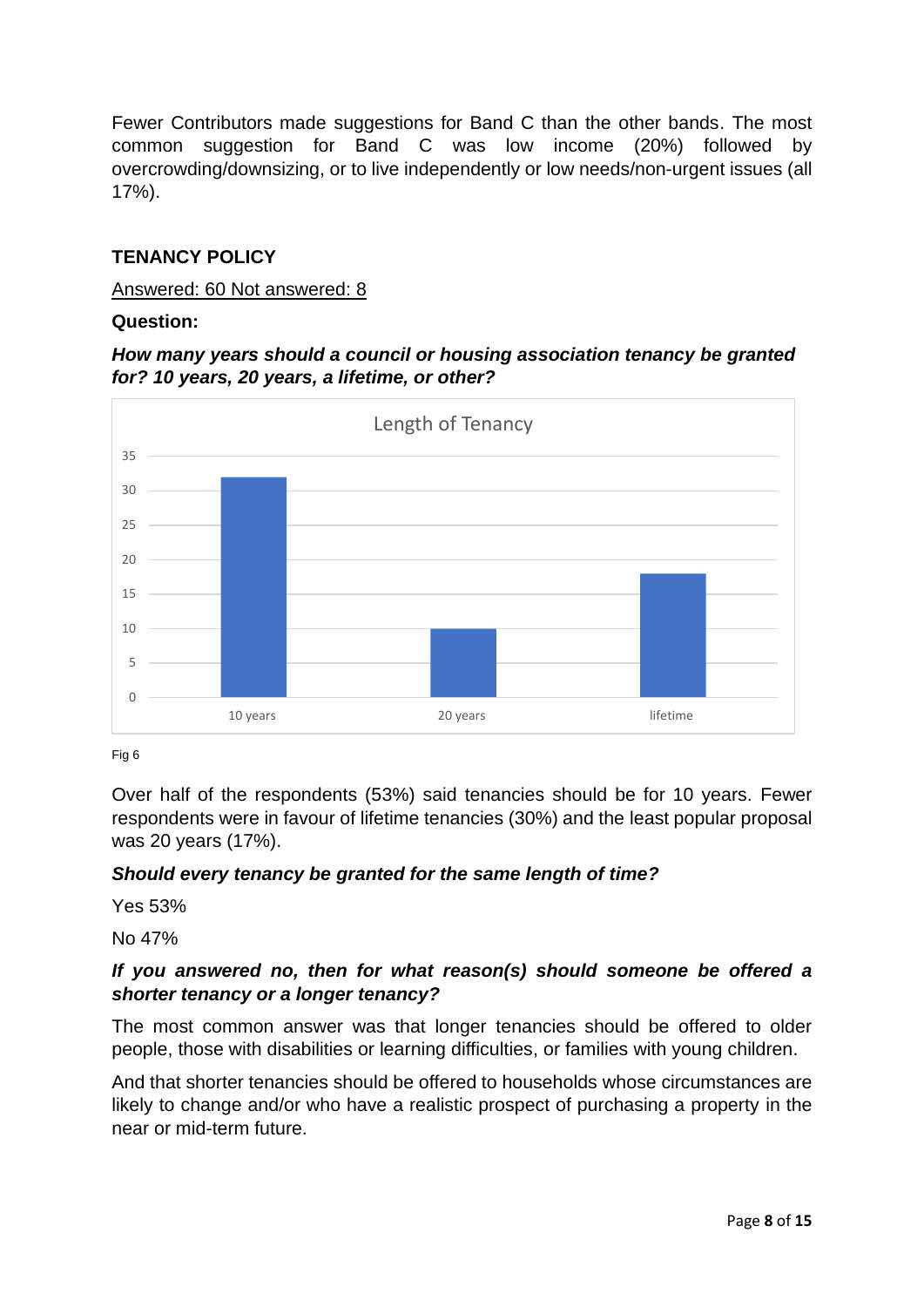Fewer Contributors made suggestions for Band C than the other bands. The most common suggestion for Band C was low income (20%) followed by overcrowding/downsizing, or to live independently or low needs/non-urgent issues (all 17%).

## TENANCY POLICY

Answered: 60 Not answered: 8

**Question:**

***How many years should a council or housing association tenancy be granted for? 10 years, 20 years, a lifetime, or other?***

Fig 6

Over half of the respondents (53%) said tenancies should be for 10 years. Fewer respondents were in favour of lifetime tenancies (30%) and the least popular proposal was 20 years (17%).

***Should every tenancy be granted for the same length of time?***

Yes 53%

No 47%

***If you answered no, then for what reason(s) should someone be offered a shorter tenancy or a longer tenancy?***

The most common answer was that longer tenancies should be offered to older people, those with disabilities or learning difficulties, or families with young children.

And that shorter tenancies should be offered to households whose circumstances are likely to change and/or who have a realistic prospect of purchasing a property in the near or mid-term future.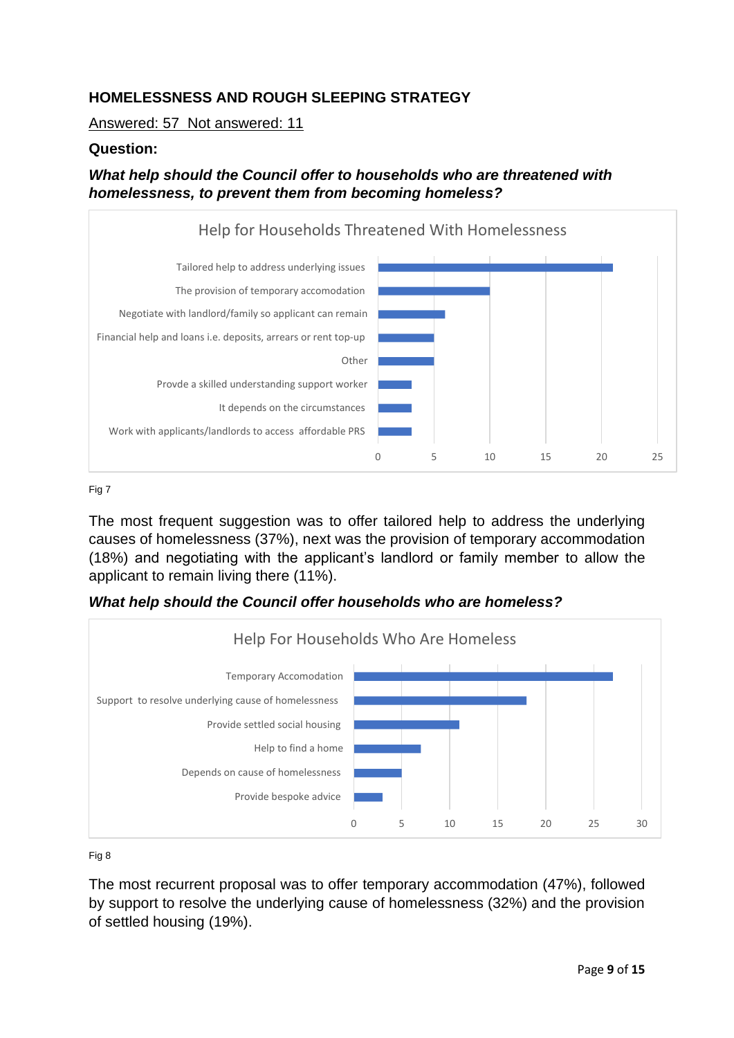## HOMELESSNESS AND ROUGH SLEEPING STRATEGY

Answered: 57  Not answered: 11

**Question:**

***What help should the Council offer to households who are threatened with homelessness, to prevent them from becoming homeless?***

Help for Households Threatened With Homelessness

| Response | Count |
|---|---|
| Tailored help to address underlying issues | 21 |
| The provision of temporary accomodation | 10 |
| Negotiate with landlord/family so applicant can remain | 6 |
| Financial help and loans i.e. deposits, arrears or rent top-up | 5 |
| Other | 5 |
| Provde a skilled understanding support worker | 3 |
| It depends on the circumstances | 3 |
| Work with applicants/landlords to access affordable PRS | 3 |

Fig 7

The most frequent suggestion was to offer tailored help to address the underlying causes of homelessness (37%), next was the provision of temporary accommodation (18%) and negotiating with the applicant's landlord or family member to allow the applicant to remain living there (11%).

***What help should the Council offer households who are homeless?***

Help For Households Who Are Homeless

| Response | Count |
|---|---|
| Temporary Accomodation | 27 |
| Support to resolve underlying cause of homelessness | 18 |
| Provide settled social housing | 11 |
| Help to find a home | 7 |
| Depends on cause of homelessness | 5 |
| Provide bespoke advice | 3 |

Fig 8

The most recurrent proposal was to offer temporary accommodation (47%), followed by support to resolve the underlying cause of homelessness (32%) and the provision of settled housing (19%).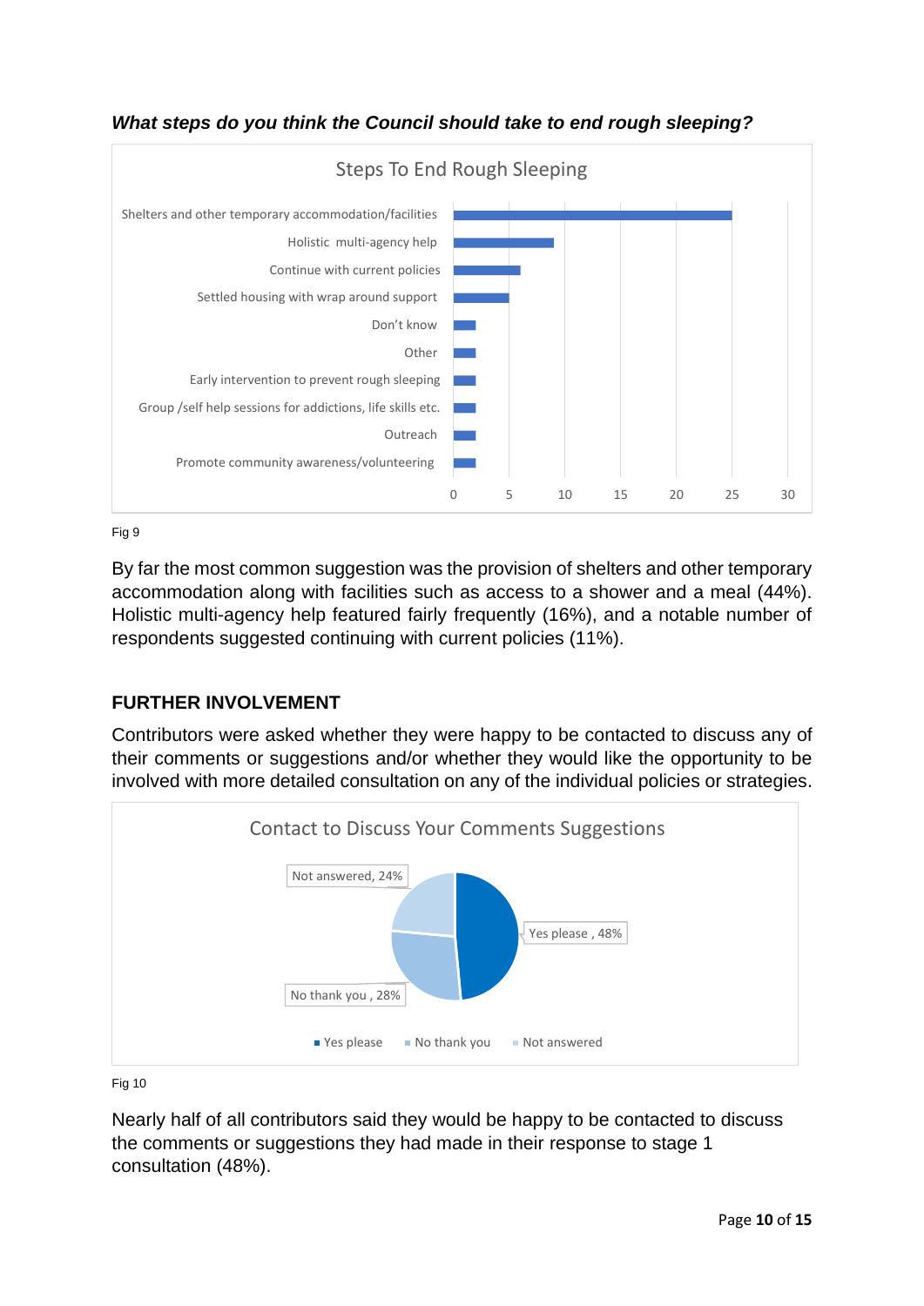***What steps do you think the Council should take to end rough sleeping?***

Fig 9

By far the most common suggestion was the provision of shelters and other temporary accommodation along with facilities such as access to a shower and a meal (44%). Holistic multi-agency help featured fairly frequently (16%), and a notable number of respondents suggested continuing with current policies (11%).

## FURTHER INVOLVEMENT

Contributors were asked whether they were happy to be contacted to discuss any of their comments or suggestions and/or whether they would like the opportunity to be involved with more detailed consultation on any of the individual policies or strategies.

Fig 10

Nearly half of all contributors said they would be happy to be contacted to discuss the comments or suggestions they had made in their response to stage 1 consultation (48%).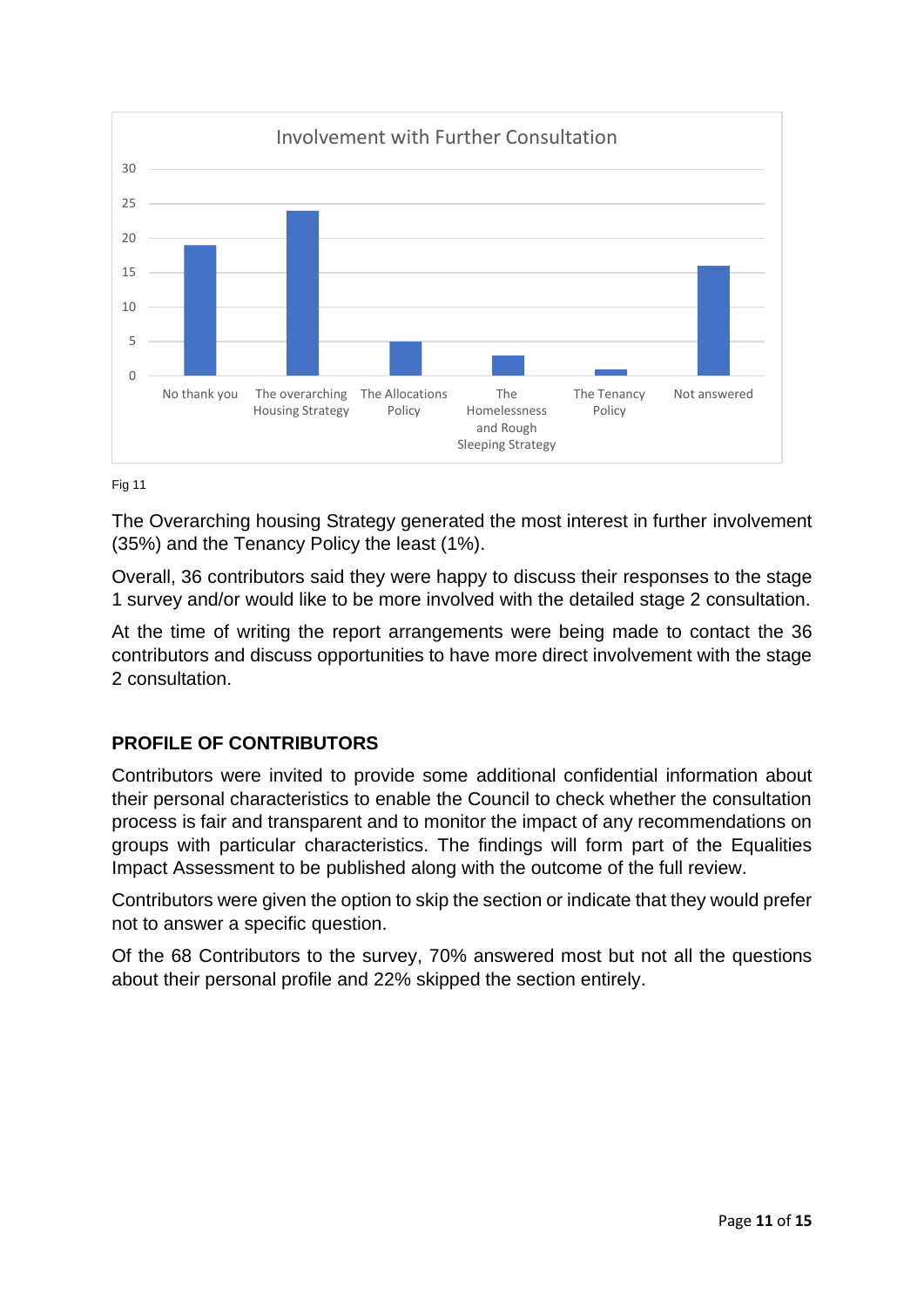Fig 11

The Overarching housing Strategy generated the most interest in further involvement (35%) and the Tenancy Policy the least (1%).

Overall, 36 contributors said they were happy to discuss their responses to the stage 1 survey and/or would like to be more involved with the detailed stage 2 consultation.

At the time of writing the report arrangements were being made to contact the 36 contributors and discuss opportunities to have more direct involvement with the stage 2 consultation.

## PROFILE OF CONTRIBUTORS

Contributors were invited to provide some additional confidential information about their personal characteristics to enable the Council to check whether the consultation process is fair and transparent and to monitor the impact of any recommendations on groups with particular characteristics. The findings will form part of the Equalities Impact Assessment to be published along with the outcome of the full review.

Contributors were given the option to skip the section or indicate that they would prefer not to answer a specific question.

Of the 68 Contributors to the survey, 70% answered most but not all the questions about their personal profile and 22% skipped the section entirely.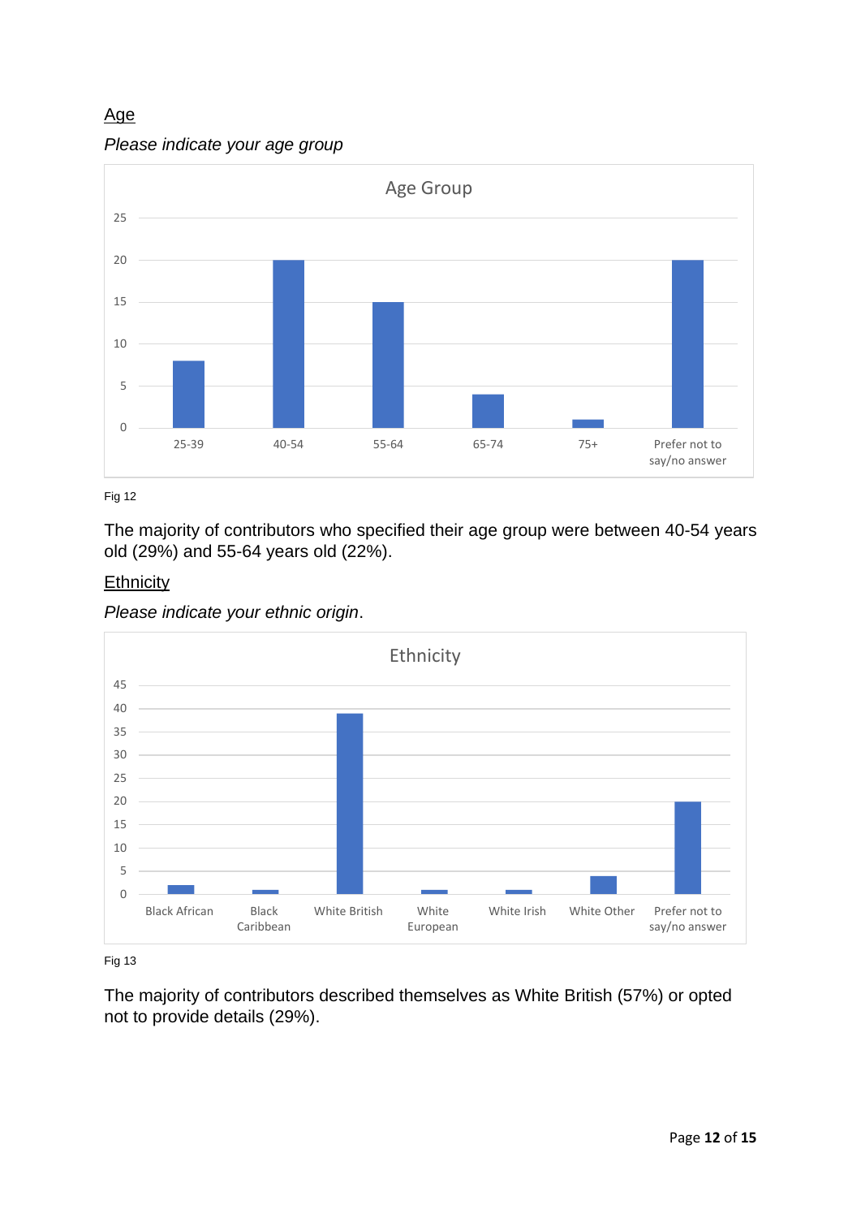## Age

*Please indicate your age group*

Fig 12

The majority of contributors who specified their age group were between 40-54 years old (29%) and 55-64 years old (22%).

## Ethnicity

*Please indicate your ethnic origin*.

Fig 13

The majority of contributors described themselves as White British (57%) or opted not to provide details (29%).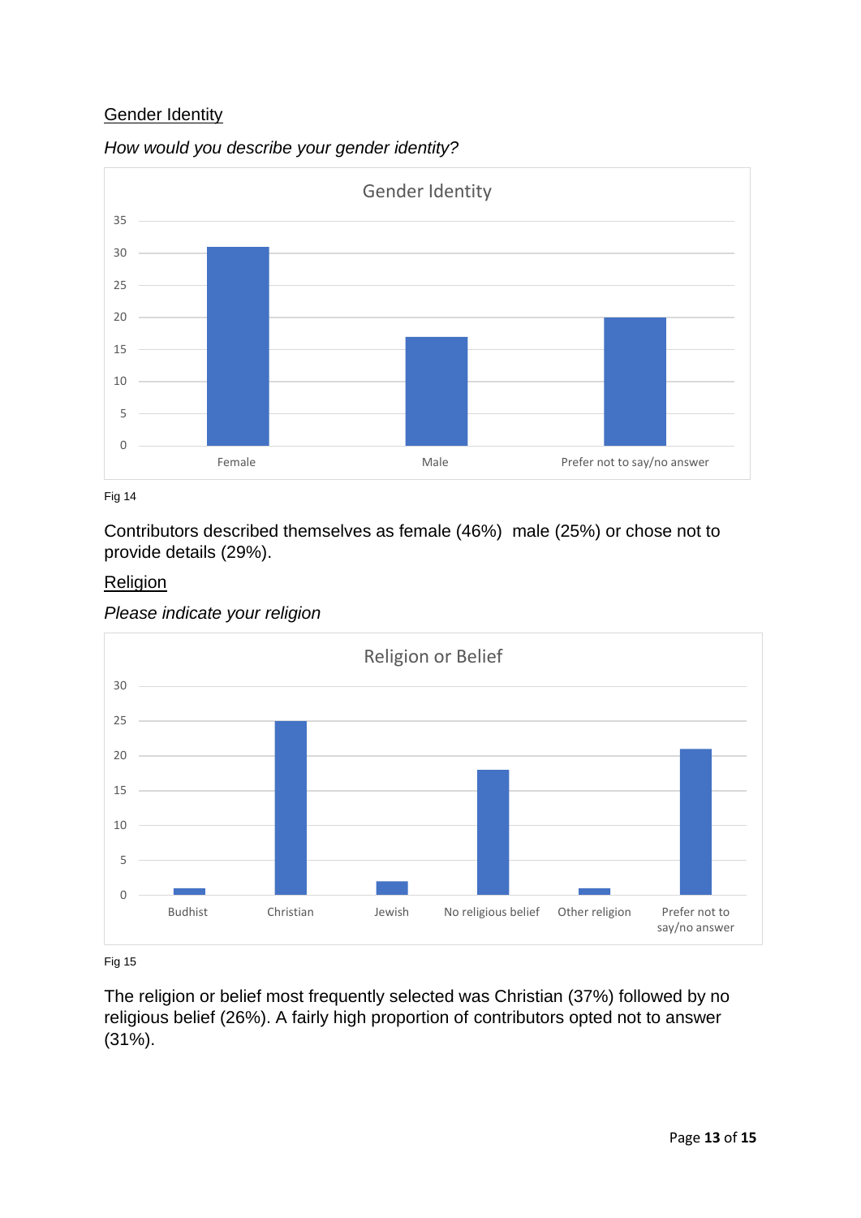## Gender Identity

*How would you describe your gender identity?*

Fig 14

Contributors described themselves as female (46%)  male (25%) or chose not to provide details (29%).

## Religion

*Please indicate your religion*

Fig 15

The religion or belief most frequently selected was Christian (37%) followed by no religious belief (26%). A fairly high proportion of contributors opted not to answer (31%).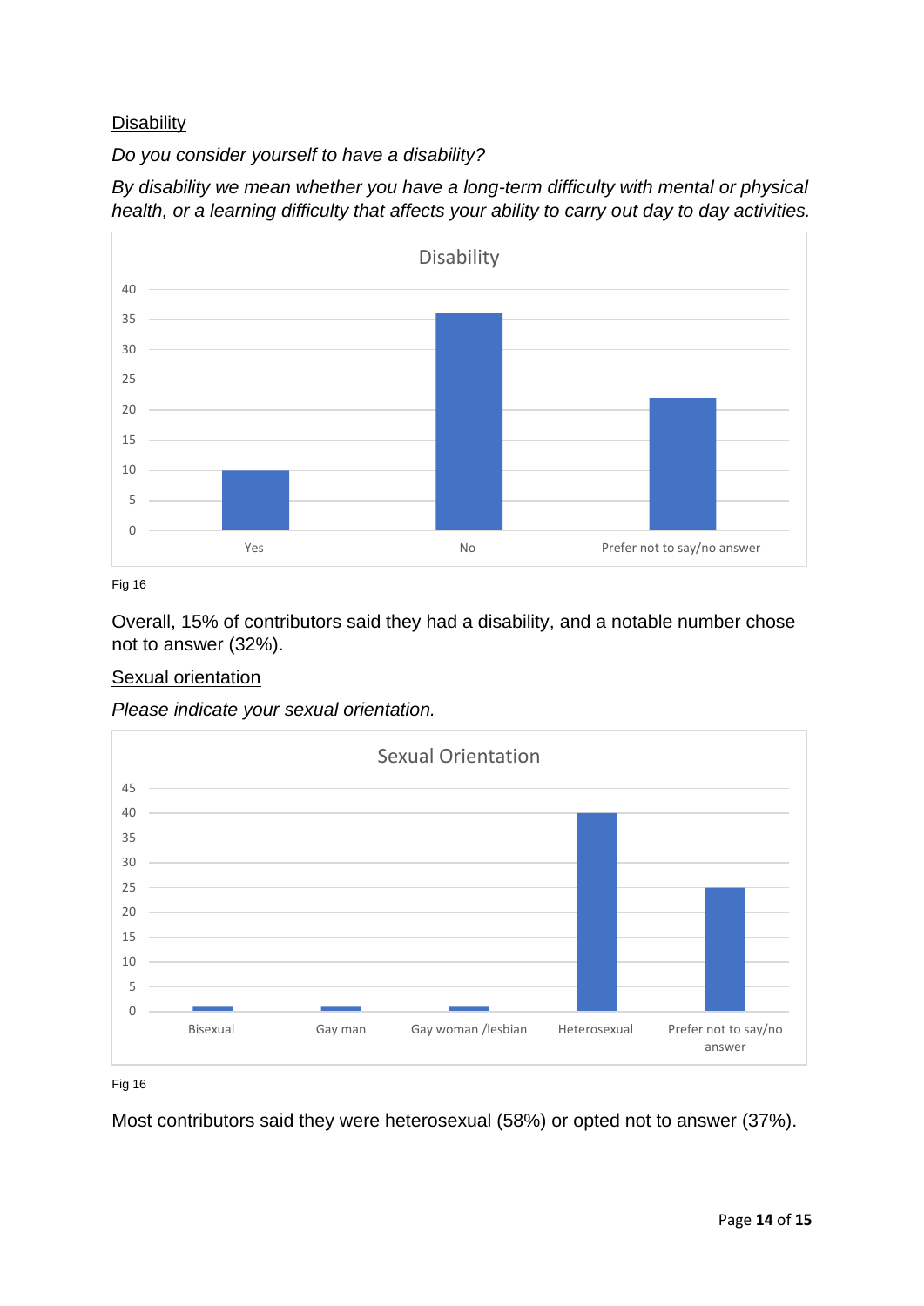Disability

*Do you consider yourself to have a disability?*

*By disability we mean whether you have a long-term difficulty with mental or physical health, or a learning difficulty that affects your ability to carry out day to day activities.*

Fig 16

Overall, 15% of contributors said they had a disability, and a notable number chose not to answer (32%).

Sexual orientation

*Please indicate your sexual orientation.*

Fig 16

Most contributors said they were heterosexual (58%) or opted not to answer (37%).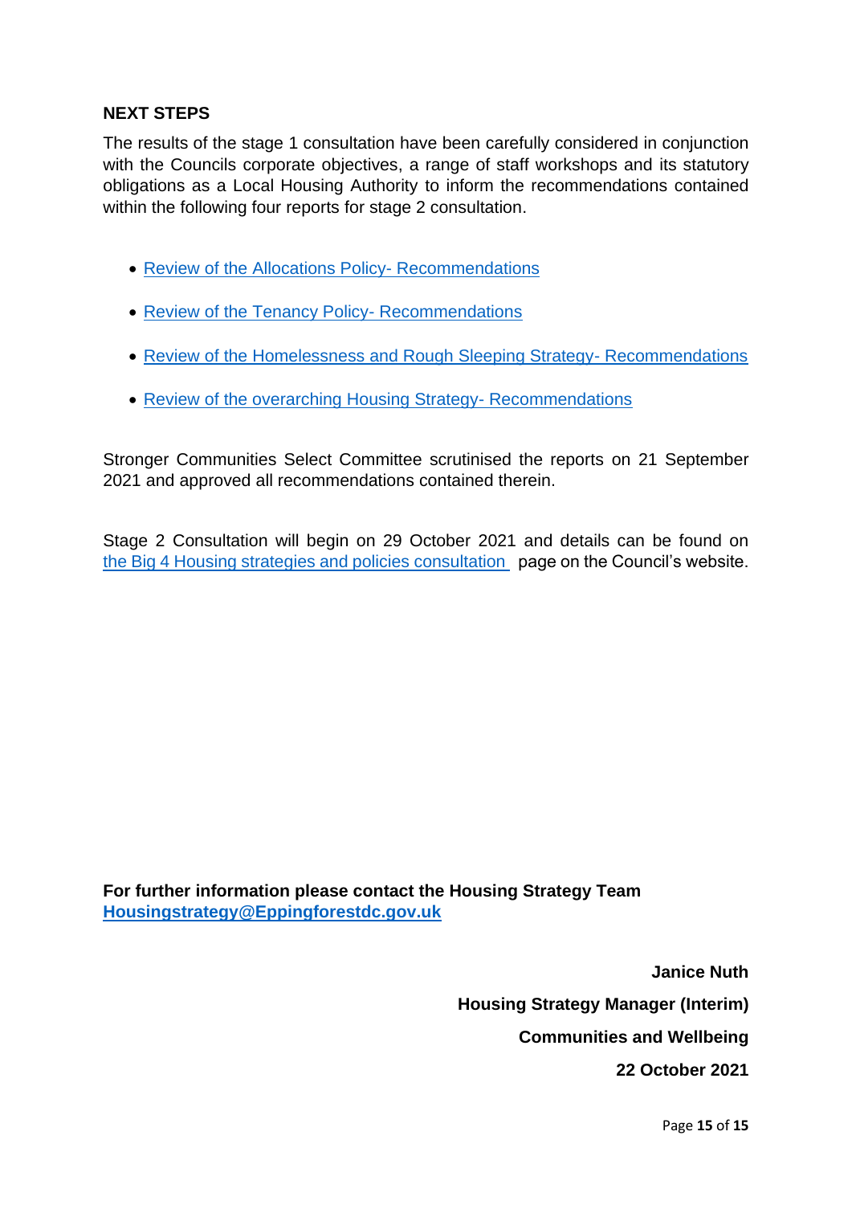## NEXT STEPS

The results of the stage 1 consultation have been carefully considered in conjunction with the Councils corporate objectives, a range of staff workshops and its statutory obligations as a Local Housing Authority to inform the recommendations contained within the following four reports for stage 2 consultation.

- Review of the Allocations Policy- Recommendations
- Review of the Tenancy Policy- Recommendations
- Review of the Homelessness and Rough Sleeping Strategy- Recommendations
- Review of the overarching Housing Strategy- Recommendations

Stronger Communities Select Committee scrutinised the reports on 21 September 2021 and approved all recommendations contained therein.

Stage 2 Consultation will begin on 29 October 2021 and details can be found on the Big 4 Housing strategies and policies consultation page on the Council's website.

**For further information please contact the Housing Strategy Team**
**Housingstrategy@Eppingforestdc.gov.uk**

**Janice Nuth**

**Housing Strategy Manager (Interim)**

**Communities and Wellbeing**

**22 October 2021**